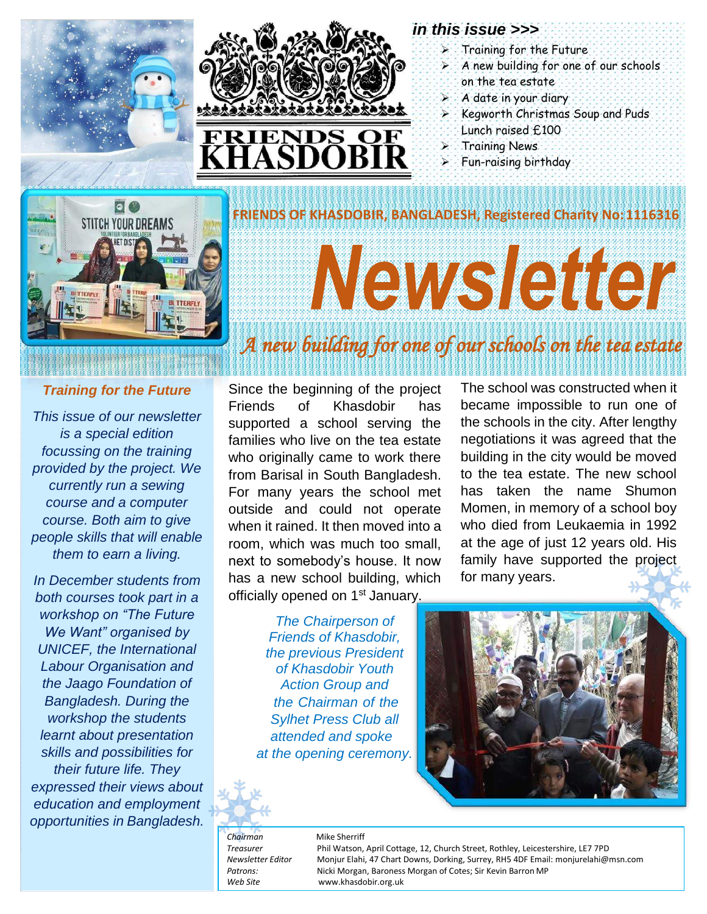# FRIENDS OF KHASDOBIR

***in this issue >>>***

- Training for the Future
- A new building for one of our schools on the tea estate
- A date in your diary
- Kegworth Christmas Soup and Puds Lunch raised £100
- Training News
- Fun-raising birthday

**FRIENDS OF KHASDOBIR, BANGLADESH, Registered Charity No: 1116316**

# Newsletter

## *Training for the Future*

*This issue of our newsletter is a special edition focussing on the training provided by the project. We currently run a sewing course and a computer course. Both aim to give people skills that will enable them to earn a living.*

*In December students from both courses took part in a workshop on "The Future We Want" organised by UNICEF, the International Labour Organisation and the Jaago Foundation of Bangladesh. During the workshop the students learnt about presentation skills and possibilities for their future life. They expressed their views about education and employment opportunities in Bangladesh.*

## *A new building for one of our schools on the tea estate*

Since the beginning of the project Friends of Khasdobir has supported a school serving the families who live on the tea estate who originally came to work there from Barisal in South Bangladesh. For many years the school met outside and could not operate when it rained. It then moved into a room, which was much too small, next to somebody's house. It now has a new school building, which officially opened on 1st January.

The school was constructed when it became impossible to run one of the schools in the city. After lengthy negotiations it was agreed that the building in the city would be moved to the tea estate. The new school has taken the name Shumon Momen, in memory of a school boy who died from Leukaemia in 1992 at the age of just 12 years old. His family have supported the project for many years.

*The Chairperson of Friends of Khasdobir, the previous President of Khasdobir Youth Action Group and the Chairman of the Sylhet Press Club all attended and spoke at the opening ceremony.*

| | |
|---|---|
| *Chairman* | Mike Sherriff |
| *Treasurer* | Phil Watson, April Cottage, 12, Church Street, Rothley, Leicestershire, LE7 7PD |
| *Newsletter Editor* | Monjur Elahi, 47 Chart Downs, Dorking, Surrey, RH5 4DF Email: monjurelahi@msn.com |
| *Patrons:* | Nicki Morgan, Baroness Morgan of Cotes; Sir Kevin Barron MP |
| *Web Site* | www.khasdobir.org.uk |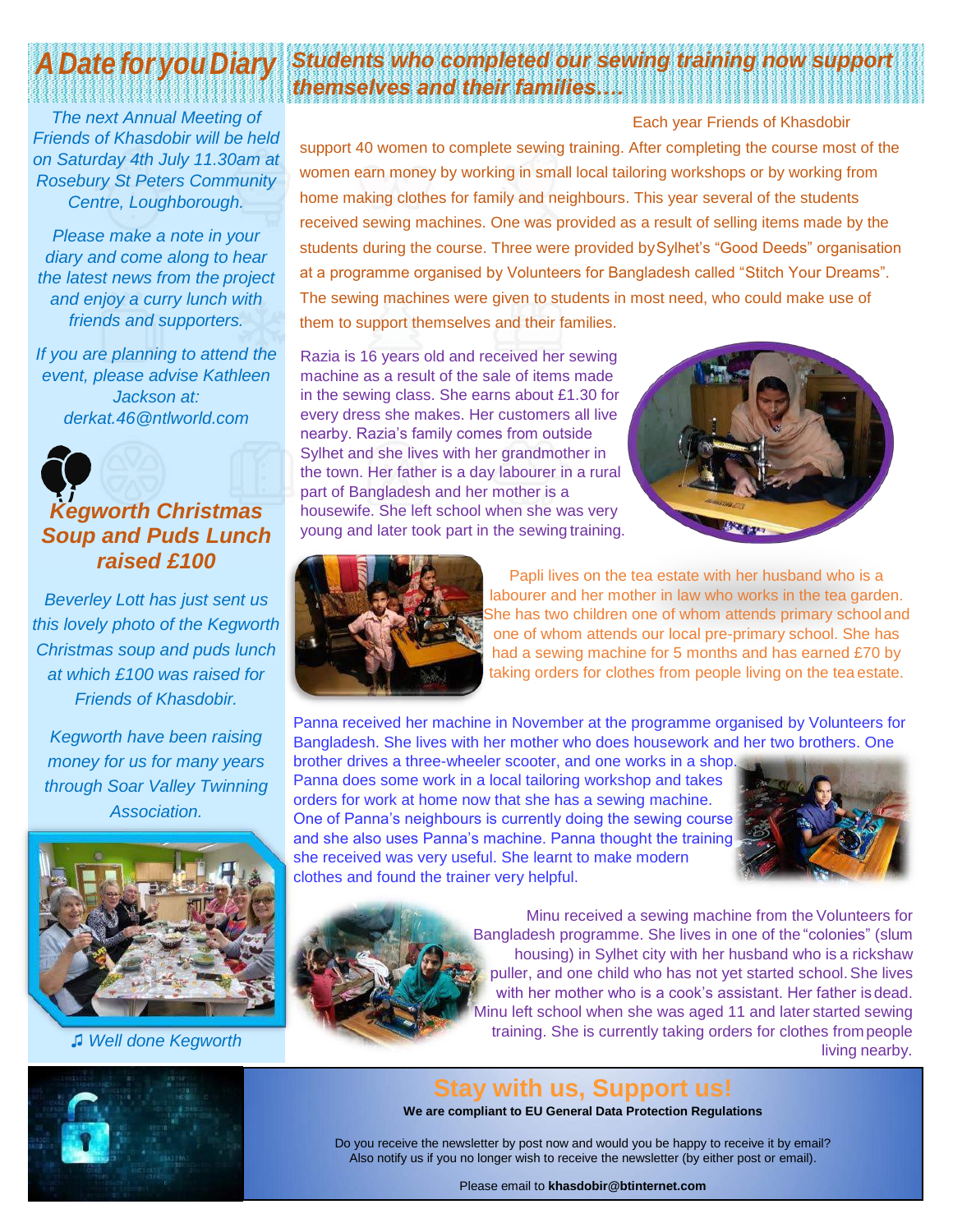## A Date for you Diary

*The next Annual Meeting of Friends of Khasdobir will be held on Saturday 4th July 11.30am at Rosebury St Peters Community Centre, Loughborough.*

*Please make a note in your diary and come along to hear the latest news from the project and enjoy a curry lunch with friends and supporters.*

*If you are planning to attend the event, please advise Kathleen Jackson at: derkat.46@ntlworld.com*

### Kegworth Christmas Soup and Puds Lunch raised £100

*Beverley Lott has just sent us this lovely photo of the Kegworth Christmas soup and puds lunch at which £100 was raised for Friends of Khasdobir.*

*Kegworth have been raising money for us for many years through Soar Valley Twinning Association.*

*♫ Well done Kegworth*

## Students who completed our sewing training now support themselves and their families….

Each year Friends of Khasdobir support 40 women to complete sewing training. After completing the course most of the women earn money by working in small local tailoring workshops or by working from home making clothes for family and neighbours. This year several of the students received sewing machines. One was provided as a result of selling items made by the students during the course. Three were provided by Sylhet's "Good Deeds" organisation at a programme organised by Volunteers for Bangladesh called "Stitch Your Dreams". The sewing machines were given to students in most need, who could make use of them to support themselves and their families.

Razia is 16 years old and received her sewing machine as a result of the sale of items made in the sewing class. She earns about £1.30 for every dress she makes. Her customers all live nearby. Razia's family comes from outside Sylhet and she lives with her grandmother in the town. Her father is a day labourer in a rural part of Bangladesh and her mother is a housewife. She left school when she was very young and later took part in the sewing training.

Papli lives on the tea estate with her husband who is a labourer and her mother in law who works in the tea garden. She has two children one of whom attends primary school and one of whom attends our local pre-primary school. She has had a sewing machine for 5 months and has earned £70 by taking orders for clothes from people living on the tea estate.

Panna received her machine in November at the programme organised by Volunteers for Bangladesh. She lives with her mother who does housework and her two brothers. One brother drives a three-wheeler scooter, and one works in a shop. Panna does some work in a local tailoring workshop and takes orders for work at home now that she has a sewing machine. One of Panna's neighbours is currently doing the sewing course and she also uses Panna's machine. Panna thought the training she received was very useful. She learnt to make modern clothes and found the trainer very helpful.

Minu received a sewing machine from the Volunteers for Bangladesh programme. She lives in one of the "colonies" (slum housing) in Sylhet city with her husband who is a rickshaw puller, and one child who has not yet started school. She lives with her mother who is a cook's assistant. Her father is dead. Minu left school when she was aged 11 and later started sewing training. She is currently taking orders for clothes from people living nearby.

## Stay with us, Support us!

**We are compliant to EU General Data Protection Regulations**

Do you receive the newsletter by post now and would you be happy to receive it by email? Also notify us if you no longer wish to receive the newsletter (by either post or email).

Please email to **khasdobir@btinternet.com**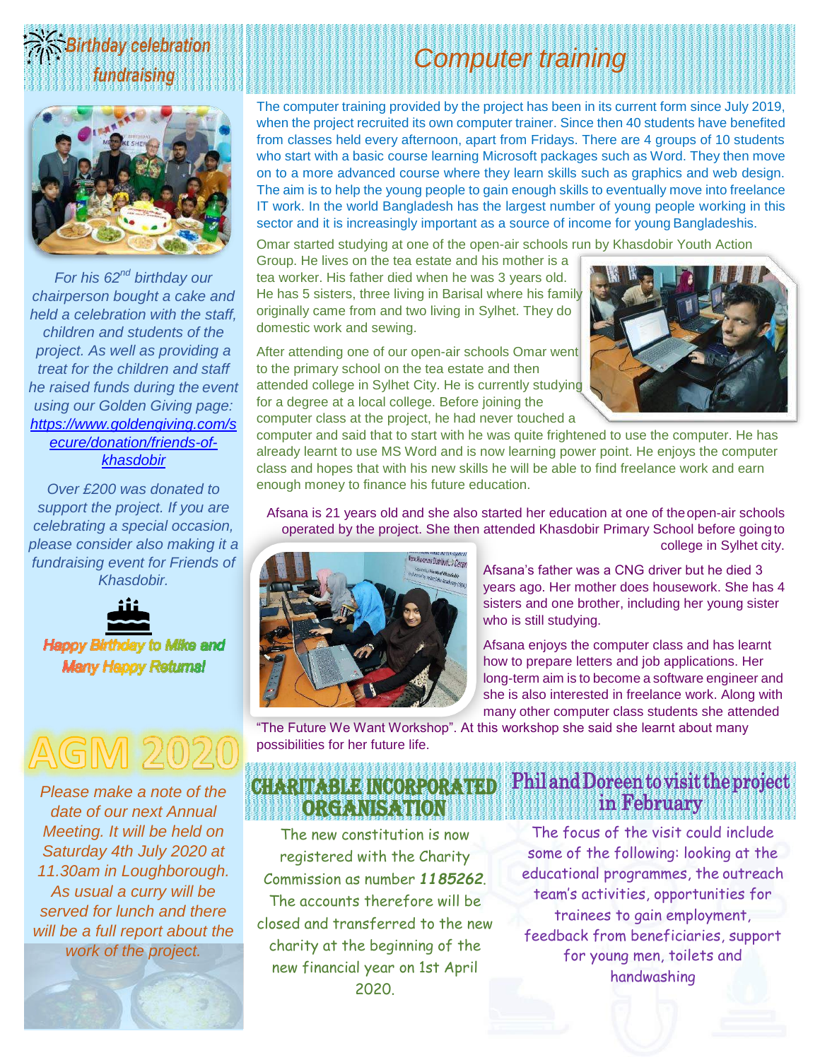## Birthday celebration fundraising

*For his 62nd birthday our chairperson bought a cake and held a celebration with the staff, children and students of the project. As well as providing a treat for the children and staff he raised funds during the event using our Golden Giving page: [https://www.goldengiving.com/secure/donation/friends-of-khasdobir](https://www.goldengiving.com/secure/donation/friends-of-khasdobir)*

*Over £200 was donated to support the project. If you are celebrating a special occasion, please consider also making it a fundraising event for Friends of Khasdobir.*

**Happy Birthday to Mike and Many Happy Returns!**

## AGM 2020

*Please make a note of the date of our next Annual Meeting. It will be held on Saturday 4th July 2020 at 11.30am in Loughborough. As usual a curry will be served for lunch and there will be a full report about the work of the project.*

## Computer training

The computer training provided by the project has been in its current form since July 2019, when the project recruited its own computer trainer. Since then 40 students have benefited from classes held every afternoon, apart from Fridays. There are 4 groups of 10 students who start with a basic course learning Microsoft packages such as Word. They then move on to a more advanced course where they learn skills such as graphics and web design. The aim is to help the young people to gain enough skills to eventually move into freelance IT work. In the world Bangladesh has the largest number of young people working in this sector and it is increasingly important as a source of income for young Bangladeshis.

Omar started studying at one of the open-air schools run by Khasdobir Youth Action Group. He lives on the tea estate and his mother is a tea worker. His father died when he was 3 years old. He has 5 sisters, three living in Barisal where his family originally came from and two living in Sylhet. They do domestic work and sewing.

After attending one of our open-air schools Omar went to the primary school on the tea estate and then attended college in Sylhet City. He is currently studying for a degree at a local college. Before joining the computer class at the project, he had never touched a computer and said that to start with he was quite frightened to use the computer. He has already learnt to use MS Word and is now learning power point. He enjoys the computer class and hopes that with his new skills he will be able to find freelance work and earn enough money to finance his future education.

Afsana is 21 years old and she also started her education at one of the open-air schools operated by the project. She then attended Khasdobir Primary School before going to college in Sylhet city.

Afsana's father was a CNG driver but he died 3 years ago. Her mother does housework. She has 4 sisters and one brother, including her young sister who is still studying.

Afsana enjoys the computer class and has learnt how to prepare letters and job applications. Her long-term aim is to become a software engineer and she is also interested in freelance work. Along with many other computer class students she attended "The Future We Want Workshop". At this workshop she said she learnt about many possibilities for her future life.

## CHARITABLE INCORPORATED ORGANISATION

The new constitution is now registered with the Charity Commission as number ***1185262***. The accounts therefore will be closed and transferred to the new charity at the beginning of the new financial year on 1st April 2020.

## Phil and Doreen to visit the project in February

The focus of the visit could include some of the following: looking at the educational programmes, the outreach team's activities, opportunities for trainees to gain employment, feedback from beneficiaries, support for young men, toilets and handwashing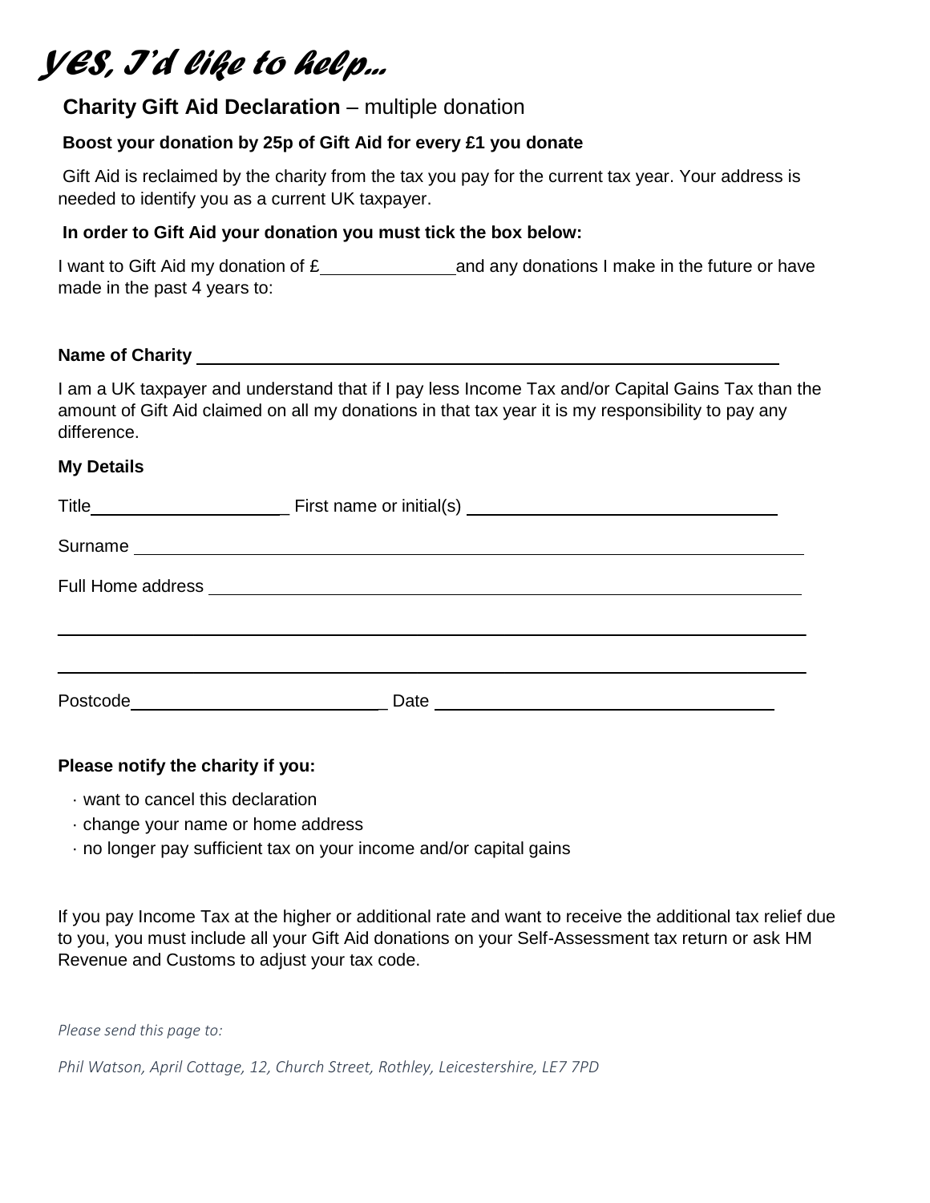# *YES, I'd like to help...*

## **Charity Gift Aid Declaration** – multiple donation

**Boost your donation by 25p of Gift Aid for every £1 you donate**

Gift Aid is reclaimed by the charity from the tax you pay for the current tax year. Your address is needed to identify you as a current UK taxpayer.

**In order to Gift Aid your donation you must tick the box below:**

I want to Gift Aid my donation of £______________ and any donations I make in the future or have made in the past 4 years to:

**Name of Charity** ____________________________________________________________

I am a UK taxpayer and understand that if I pay less Income Tax and/or Capital Gains Tax than the amount of Gift Aid claimed on all my donations in that tax year it is my responsibility to pay any difference.

**My Details**

Title____________________ First name or initial(s) ________________________________

Surname ________________________________________________________________________

Full Home address _______________________________________________________________

________________________________________________________________________________

________________________________________________________________________________

Postcode__________________________ Date ___________________________________

**Please notify the charity if you:**

- want to cancel this declaration
- change your name or home address
- no longer pay sufficient tax on your income and/or capital gains

If you pay Income Tax at the higher or additional rate and want to receive the additional tax relief due to you, you must include all your Gift Aid donations on your Self-Assessment tax return or ask HM Revenue and Customs to adjust your tax code.

*Please send this page to:*

*Phil Watson, April Cottage, 12, Church Street, Rothley, Leicestershire, LE7 7PD*